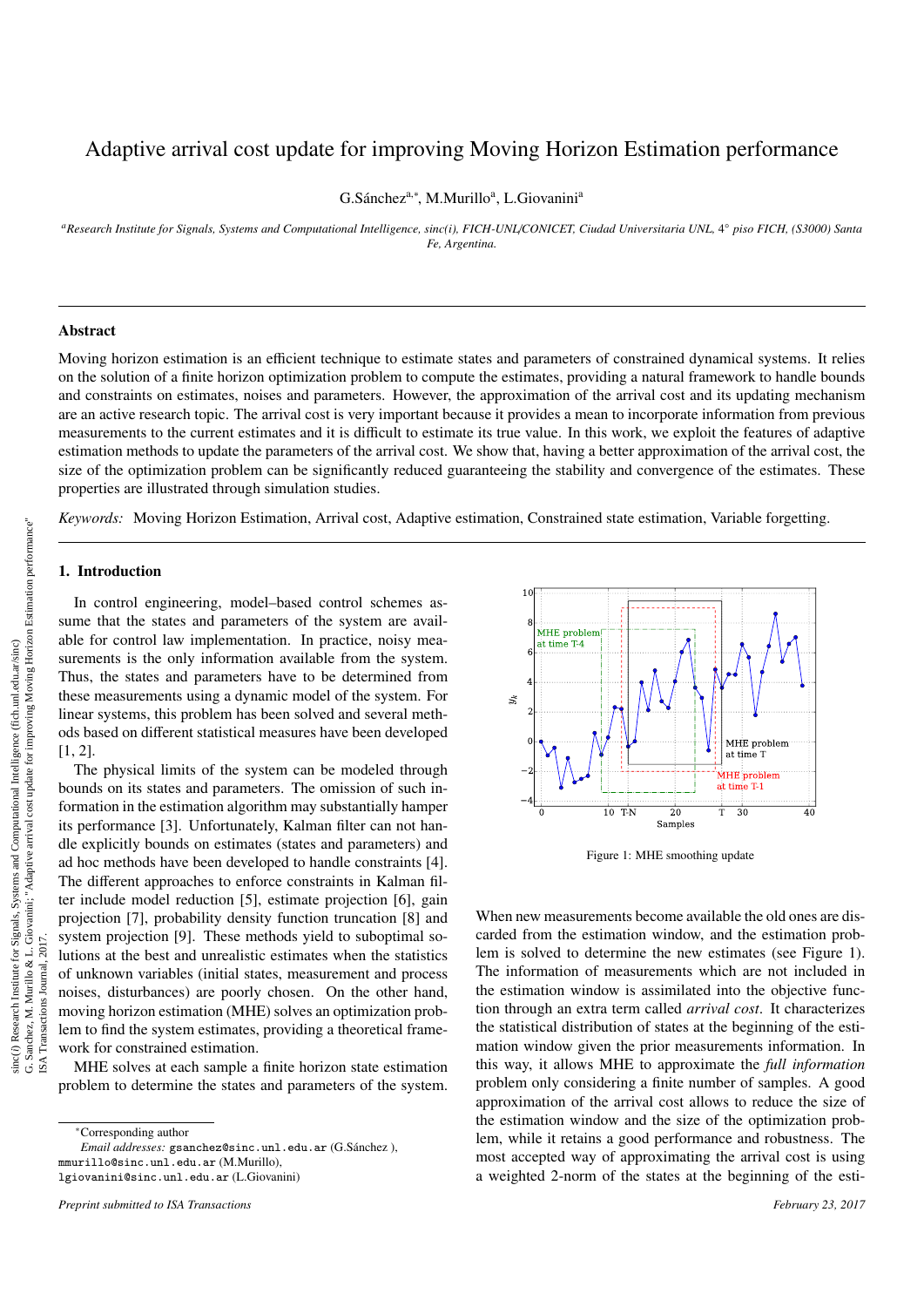# Adaptive arrival cost update for improving Moving Horizon Estimation performance

G.Sánchez[a,*], M.Murillo[a], L.Giovanini[a]

[a] *Research Institute for Signals, Systems and Computational Intelligence, sinc(i), FICH-UNL/CONICET, Ciudad Universitaria UNL, 4° piso FICH, (S3000) Santa Fe, Argentina.*

## Abstract

Moving horizon estimation is an efficient technique to estimate states and parameters of constrained dynamical systems. It relies on the solution of a finite horizon optimization problem to compute the estimates, providing a natural framework to handle bounds and constraints on estimates, noises and parameters. However, the approximation of the arrival cost and its updating mechanism are an active research topic. The arrival cost is very important because it provides a mean to incorporate information from previous measurements to the current estimates and it is difficult to estimate its true value. In this work, we exploit the features of adaptive estimation methods to update the parameters of the arrival cost. We show that, having a better approximation of the arrival cost, the size of the optimization problem can be significantly reduced guaranteeing the stability and convergence of the estimates. These properties are illustrated through simulation studies.

*Keywords:* Moving Horizon Estimation, Arrival cost, Adaptive estimation, Constrained state estimation, Variable forgetting.

## 1. Introduction

In control engineering, model–based control schemes assume that the states and parameters of the system are available for control law implementation. In practice, noisy measurements is the only information available from the system. Thus, the states and parameters have to be determined from these measurements using a dynamic model of the system. For linear systems, this problem has been solved and several methods based on different statistical measures have been developed [1, 2].

The physical limits of the system can be modeled through bounds on its states and parameters. The omission of such information in the estimation algorithm may substantially hamper its performance [3]. Unfortunately, Kalman filter can not handle explicitly bounds on estimates (states and parameters) and ad hoc methods have been developed to handle constraints [4]. The different approaches to enforce constraints in Kalman filter include model reduction [5], estimate projection [6], gain projection [7], probability density function truncation [8] and system projection [9]. These methods yield to suboptimal solutions at the best and unrealistic estimates when the statistics of unknown variables (initial states, measurement and process noises, disturbances) are poorly chosen. On the other hand, moving horizon estimation (MHE) solves an optimization problem to find the system estimates, providing a theoretical framework for constrained estimation.

MHE solves at each sample a finite horizon state estimation problem to determine the states and parameters of the system.

Figure 1: MHE smoothing update

When new measurements become available the old ones are discarded from the estimation window, and the estimation problem is solved to determine the new estimates (see Figure 1). The information of measurements which are not included in the estimation window is assimilated into the objective function through an extra term called *arrival cost*. It characterizes the statistical distribution of states at the beginning of the estimation window given the prior measurements information. In this way, it allows MHE to approximate the *full information* problem only considering a finite number of samples. A good approximation of the arrival cost allows to reduce the size of the estimation window and the size of the optimization problem, while it retains a good performance and robustness. The most accepted way of approximating the arrival cost is using a weighted 2-norm of the states at the beginning of the esti-

---

*Corresponding author

*Email addresses:* gsanchez@sinc.unl.edu.ar (G.Sánchez ), mmurillo@sinc.unl.edu.ar (M.Murillo), lgiovanini@sinc.unl.edu.ar (L.Giovanini)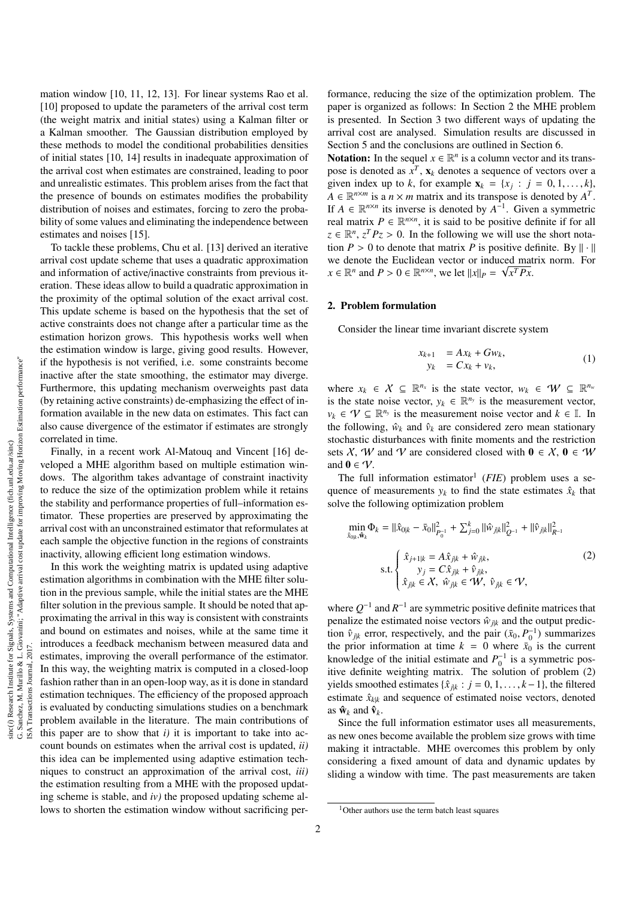mation window [10, 11, 12, 13]. For linear systems Rao et al. [10] proposed to update the parameters of the arrival cost term (the weight matrix and initial states) using a Kalman filter or a Kalman smoother. The Gaussian distribution employed by these methods to model the conditional probabilities densities of initial states [10, 14] results in inadequate approximation of the arrival cost when estimates are constrained, leading to poor and unrealistic estimates. This problem arises from the fact that the presence of bounds on estimates modifies the probability distribution of noises and estimates, forcing to zero the probability of some values and eliminating the independence between estimates and noises [15].

To tackle these problems, Chu et al. [13] derived an iterative arrival cost update scheme that uses a quadratic approximation and information of active/inactive constraints from previous iteration. These ideas allow to build a quadratic approximation in the proximity of the optimal solution of the exact arrival cost. This update scheme is based on the hypothesis that the set of active constraints does not change after a particular time as the estimation horizon grows. This hypothesis works well when the estimation window is large, giving good results. However, if the hypothesis is not verified, i.e. some constraints become inactive after the state smoothing, the estimator may diverge. Furthermore, this updating mechanism overweights past data (by retaining active constraints) de-emphasizing the effect of information available in the new data on estimates. This fact can also cause divergence of the estimator if estimates are strongly correlated in time.

Finally, in a recent work Al-Matouq and Vincent [16] developed a MHE algorithm based on multiple estimation windows. The algorithm takes advantage of constraint inactivity to reduce the size of the optimization problem while it retains the stability and performance properties of full–information estimator. These properties are preserved by approximating the arrival cost with an unconstrained estimator that reformulates at each sample the objective function in the regions of constraints inactivity, allowing efficient long estimation windows.

In this work the weighting matrix is updated using adaptive estimation algorithms in combination with the MHE filter solution in the previous sample, while the initial states are the MHE filter solution in the previous sample. It should be noted that approximating the arrival in this way is consistent with constraints and bound on estimates and noises, while at the same time it introduces a feedback mechanism between measured data and estimates, improving the overall performance of the estimator. In this way, the weighting matrix is computed in a closed-loop fashion rather than in an open-loop way, as it is done in standard estimation techniques. The efficiency of the proposed approach is evaluated by conducting simulations studies on a benchmark problem available in the literature. The main contributions of this paper are to show that *i)* it is important to take into account bounds on estimates when the arrival cost is updated, *ii)* this idea can be implemented using adaptive estimation techniques to construct an approximation of the arrival cost, *iii)* the estimation resulting from a MHE with the proposed updating scheme is stable, and *iv)* the proposed updating scheme allows to shorten the estimation window without sacrificing performance, reducing the size of the optimization problem. The paper is organized as follows: In Section 2 the MHE problem is presented. In Section 3 two different ways of updating the arrival cost are analysed. Simulation results are discussed in Section 5 and the conclusions are outlined in Section 6.

**Notation:** In the sequel $x \in \mathbb{R}^n$ is a column vector and its transpose is denoted as $x^T$, $\mathbf{x}_k$ denotes a sequence of vectors over a given index up to $k$, for example $\mathbf{x}_k = \{x_j : j = 0, 1, \ldots, k\}$, $A \in \mathbb{R}^{n \times m}$ is a $n \times m$ matrix and its transpose is denoted by $A^T$. If $A \in \mathbb{R}^{n \times n}$ its inverse is denoted by $A^{-1}$. Given a symmetric real matrix $P \in \mathbb{R}^{n \times n}$, it is said to be positive definite if for all $z \in \mathbb{R}^n$, $z^T P z > 0$. In the following we will use the short notation $P > 0$ to denote that matrix $P$ is positive definite. By $\|\cdot\|$ we denote the Euclidean vector or induced matrix norm. For $x \in \mathbb{R}^n$ and $P > 0 \in \mathbb{R}^{n \times n}$, we let $\|x\|_P = \sqrt{x^T P x}$.

## 2. Problem formulation

Consider the linear time invariant discrete system

$$
\begin{aligned}
x_{k+1} &= A x_k + G w_k, \\
y_k &= C x_k + v_k,
\end{aligned}
\tag{1}
$$

where $x_k \in \mathcal{X} \subseteq \mathbb{R}^{n_x}$ is the state vector, $w_k \in \mathcal{W} \subseteq \mathbb{R}^{n_w}$ is the state noise vector, $y_k \in \mathbb{R}^{n_y}$ is the measurement vector, $v_k \in \mathcal{V} \subseteq \mathbb{R}^{n_y}$ is the measurement noise vector and $k \in \mathbb{I}$. In the following, $\hat{w}_k$ and $\hat{v}_k$ are considered zero mean stationary stochastic disturbances with finite moments and the restriction sets $\mathcal{X}$, $\mathcal{W}$ and $\mathcal{V}$ are considered closed with $\mathbf{0} \in \mathcal{X}$, $\mathbf{0} \in \mathcal{W}$ and $\mathbf{0} \in \mathcal{V}$.

The full information estimator[1] (*FIE*) problem uses a sequence of measurements $y_k$ to find the state estimates $\hat{x}_k$ that solve the following optimization problem

$$
\min_{\hat{x}_{0|k}, \hat{\mathbf{w}}_k} \Phi_k = \|\hat{x}_{0|k} - \bar{x}_0\|^2_{P_0^{-1}} + \sum_{j=0}^{k} \|\hat{w}_{j|k}\|^2_{Q^{-1}} + \|\hat{v}_{j|k}\|^2_{R^{-1}}
$$

$$
\text{s.t.} \begin{cases} \hat{x}_{j+1|k} = A\hat{x}_{j|k} + \hat{w}_{j|k}, \\ \quad y_j = C\hat{x}_{j|k} + \hat{v}_{j|k}, \\ \hat{x}_{j|k} \in \mathcal{X},\ \hat{w}_{j|k} \in \mathcal{W},\ \hat{v}_{j|k} \in \mathcal{V}, \end{cases}
\tag{2}
$$

where $Q^{-1}$ and $R^{-1}$ are symmetric positive definite matrices that penalize the estimated noise vectors $\hat{w}_{j|k}$ and the output prediction $\hat{v}_{j|k}$ error, respectively, and the pair $(\bar{x}_0, P_0^{-1})$ summarizes the prior information at time $k = 0$ where $\bar{x}_0$ is the current knowledge of the initial estimate and $P_0^{-1}$ is a symmetric positive definite weighting matrix. The solution of problem (2) yields smoothed estimates $\{\hat{x}_{j|k} : j = 0, 1, \ldots, k-1\}$, the filtered estimate $\hat{x}_{k|k}$ and sequence of estimated noise vectors, denoted as $\hat{\mathbf{w}}_k$ and $\hat{\mathbf{v}}_k$.

Since the full information estimator uses all measurements, as new ones become available the problem size grows with time making it intractable. MHE overcomes this problem by only considering a fixed amount of data and dynamic updates by sliding a window with time. The past measurements are taken

[1] Other authors use the term batch least squares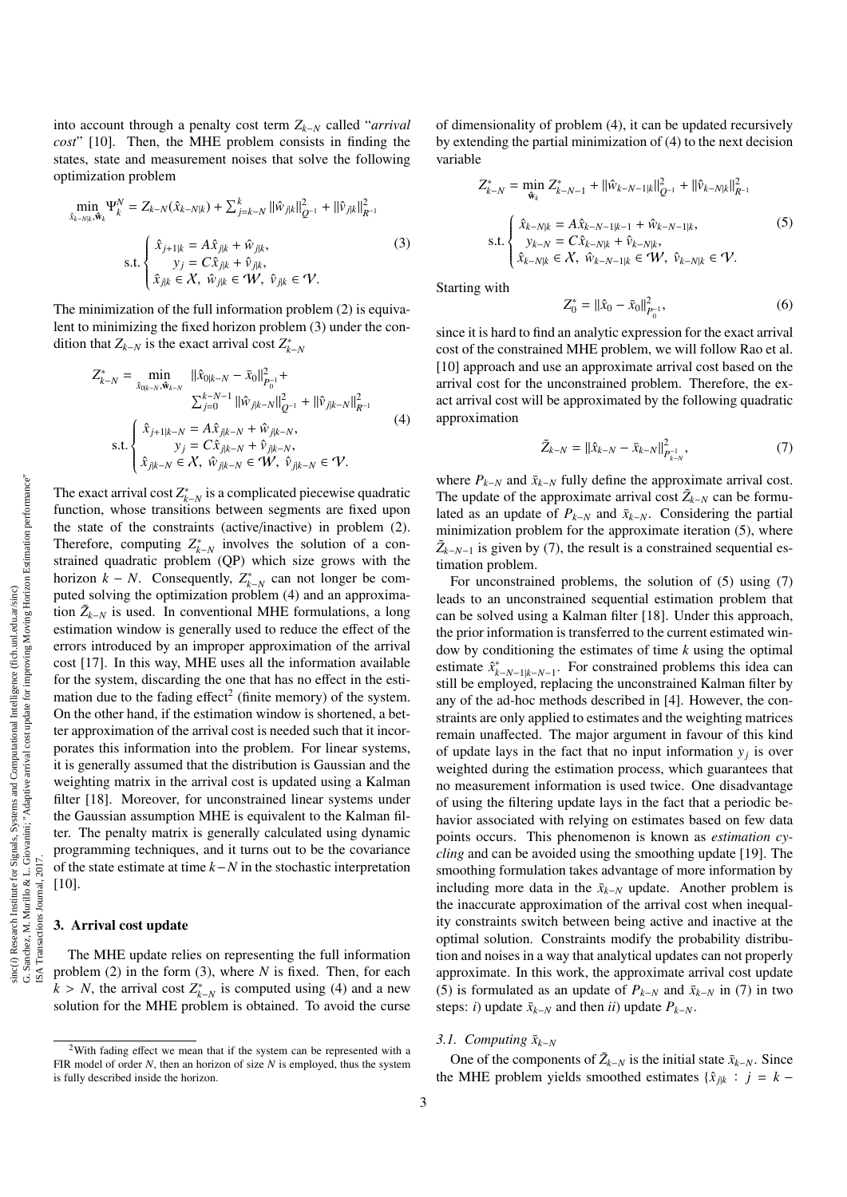into account through a penalty cost term $Z_{k-N}$ called "*arrival cost*" [10]. Then, the MHE problem consists in finding the states, state and measurement noises that solve the following optimization problem

$$
\min_{\hat{x}_{k-N|k},\hat{\mathbf{w}}_k} \Psi_k^N = Z_{k-N}(\hat{x}_{k-N|k}) + \sum_{j=k-N}^{k} \|\hat{w}_{j|k}\|^2_{Q^{-1}} + \|\hat{v}_{j|k}\|^2_{R^{-1}}
$$

$$
\text{s.t.} \begin{cases} \hat{x}_{j+1|k} = A\hat{x}_{j|k} + \hat{w}_{j|k}, \\ \quad y_j = C\hat{x}_{j|k} + \hat{v}_{j|k}, \\ \hat{x}_{j|k} \in \mathcal{X},\ \hat{w}_{j|k} \in \mathcal{W},\ \hat{v}_{j|k} \in \mathcal{V}. \end{cases} \tag{3}
$$

The minimization of the full information problem (2) is equivalent to minimizing the fixed horizon problem (3) under the condition that $Z_{k-N}$ is the exact arrival cost $Z^*_{k-N}$

$$
Z^*_{k-N} = \min_{\hat{x}_{0|k-N},\hat{\mathbf{w}}_{k-N}} \|\hat{x}_{0|k-N} - \bar{x}_0\|^2_{P_0^{-1}} + \sum_{j=0}^{k-N-1} \|\hat{w}_{j|k-N}\|^2_{Q^{-1}} + \|\hat{v}_{j|k-N}\|^2_{R^{-1}}
$$

$$
\text{s.t.} \begin{cases} \hat{x}_{j+1|k-N} = A\hat{x}_{j|k-N} + \hat{w}_{j|k-N}, \\ \quad y_j = C\hat{x}_{j|k-N} + \hat{v}_{j|k-N}, \\ \hat{x}_{j|k-N} \in \mathcal{X},\ \hat{w}_{j|k-N} \in \mathcal{W},\ \hat{v}_{j|k-N} \in \mathcal{V}. \end{cases} \tag{4}
$$

The exact arrival cost $Z^*_{k-N}$ is a complicated piecewise quadratic function, whose transitions between segments are fixed upon the state of the constraints (active/inactive) in problem (2). Therefore, computing $Z^*_{k-N}$ involves the solution of a constrained quadratic problem (QP) which size grows with the horizon $k-N$. Consequently, $Z^*_{k-N}$ can not longer be computed solving the optimization problem (4) and an approximation $\tilde{Z}_{k-N}$ is used. In conventional MHE formulations, a long estimation window is generally used to reduce the effect of the errors introduced by an improper approximation of the arrival cost [17]. In this way, MHE uses all the information available for the system, discarding the one that has no effect in the estimation due to the fading effect[2] (finite memory) of the system. On the other hand, if the estimation window is shortened, a better approximation of the arrival cost is needed such that it incorporates this information into the problem. For linear systems, it is generally assumed that the distribution is Gaussian and the weighting matrix in the arrival cost is updated using a Kalman filter [18]. Moreover, for unconstrained linear systems under the Gaussian assumption MHE is equivalent to the Kalman filter. The penalty matrix is generally calculated using dynamic programming techniques, and it turns out to be the covariance of the state estimate at time $k-N$ in the stochastic interpretation [10].

## 3. Arrival cost update

The MHE update relies on representing the full information problem (2) in the form (3), where $N$ is fixed. Then, for each $k > N$, the arrival cost $Z^*_{k-N}$ is computed using (4) and a new solution for the MHE problem is obtained. To avoid the curse of dimensionality of problem (4), it can be updated recursively by extending the partial minimization of (4) to the next decision variable

$$
Z^*_{k-N} = \min_{\hat{\mathbf{w}}_k} Z^*_{k-N-1} + \|\hat{w}_{k-N-1|k}\|^2_{Q^{-1}} + \|\hat{v}_{k-N|k}\|^2_{R^{-1}}
$$

$$
\text{s.t.} \begin{cases} \hat{x}_{k-N|k} = A\hat{x}_{k-N-1|k-1} + \hat{w}_{k-N-1|k}, \\ \quad y_{k-N} = C\hat{x}_{k-N|k} + \hat{v}_{k-N|k}, \\ \hat{x}_{k-N|k} \in \mathcal{X},\ \hat{w}_{k-N-1|k} \in \mathcal{W},\ \hat{v}_{k-N|k} \in \mathcal{V}. \end{cases} \tag{5}
$$

Starting with

$$
Z_0^* = \|\hat{x}_0 - \bar{x}_0\|^2_{P_0^{-1}}, \tag{6}
$$

since it is hard to find an analytic expression for the exact arrival cost of the constrained MHE problem, we will follow Rao et al. [10] approach and use an approximate arrival cost based on the arrival cost for the unconstrained problem. Therefore, the exact arrival cost will be approximated by the following quadratic approximation

$$
\tilde{Z}_{k-N} = \|\hat{x}_{k-N} - \bar{x}_{k-N}\|^2_{P^{-1}_{k-N}}, \tag{7}
$$

where $P_{k-N}$ and $\bar{x}_{k-N}$ fully define the approximate arrival cost. The update of the approximate arrival cost $\tilde{Z}_{k-N}$ can be formulated as an update of $P_{k-N}$ and $\bar{x}_{k-N}$. Considering the partial minimization problem for the approximate iteration (5), where $\tilde{Z}_{k-N-1}$ is given by (7), the result is a constrained sequential estimation problem.

For unconstrained problems, the solution of (5) using (7) leads to an unconstrained sequential estimation problem that can be solved using a Kalman filter [18]. Under this approach, the prior information is transferred to the current estimated window by conditioning the estimates of time $k$ using the optimal estimate $\hat{x}^*_{k-N-1|k-N-1}$. For constrained problems this idea can still be employed, replacing the unconstrained Kalman filter by any of the ad-hoc methods described in [4]. However, the constraints are only applied to estimates and the weighting matrices remain unaffected. The major argument in favour of this kind of update lays in the fact that no input information $y_j$ is over weighted during the estimation process, which guarantees that no measurement information is used twice. One disadvantage of using the filtering update lays in the fact that a periodic behavior associated with relying on estimates based on few data points occurs. This phenomenon is known as *estimation cycling* and can be avoided using the smoothing update [19]. The smoothing formulation takes advantage of more information by including more data in the $\bar{x}_{k-N}$ update. Another problem is the inaccurate approximation of the arrival cost when inequality constraints switch between being active and inactive at the optimal solution. Constraints modify the probability distribution and noises in a way that analytical updates can not properly approximate. In this work, the approximate arrival cost update (5) is formulated as an update of $P_{k-N}$ and $\bar{x}_{k-N}$ in (7) in two steps: *i)* update $\bar{x}_{k-N}$ and then *ii)* update $P_{k-N}$.

### 3.1. Computing $\bar{x}_{k-N}$

One of the components of $\tilde{Z}_{k-N}$ is the initial state $\bar{x}_{k-N}$. Since the MHE problem yields smoothed estimates $\{\hat{x}_{j|k} : j = k-$

[2] With fading effect we mean that if the system can be represented with a FIR model of order $N$, then an horizon of size $N$ is employed, thus the system is fully described inside the horizon.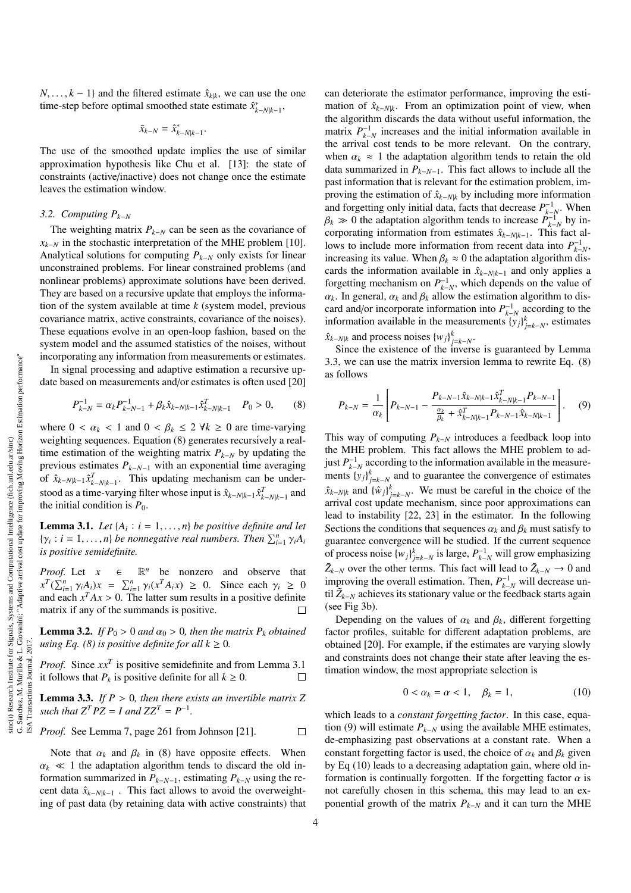$N, \ldots, k-1\}$ and the filtered estimate $\hat{x}_{k|k}$, we can use the one time-step before optimal smoothed state estimate $\hat{x}^*_{k-N|k-1}$,

$$\bar{x}_{k-N} = \hat{x}^*_{k-N|k-1}.$$

The use of the smoothed update implies the use of similar approximation hypothesis like Chu et al. [13]: the state of constraints (active/inactive) does not change once the estimate leaves the estimation window.

### 3.2. Computing $P_{k-N}$

The weighting matrix $P_{k-N}$ can be seen as the covariance of $x_{k-N}$ in the stochastic interpretation of the MHE problem [10]. Analytical solutions for computing $P_{k-N}$ only exists for linear unconstrained problems. For linear constrained problems (and nonlinear problems) approximate solutions have been derived. They are based on a recursive update that employs the information of the system available at time $k$ (system model, previous covariance matrix, active constraints, covariance of the noises). These equations evolve in an open-loop fashion, based on the system model and the assumed statistics of the noises, without incorporating any information from measurements or estimates.

In signal processing and adaptive estimation a recursive update based on measurements and/or estimates is often used [20]

$$P^{-1}_{k-N} = \alpha_k P^{-1}_{k-N-1} + \beta_k \hat{x}_{k-N|k-1}\hat{x}^T_{k-N|k-1} \quad P_0 > 0, \tag{8}$$

where $0 < \alpha_k < 1$ and $0 < \beta_k \le 2 \ \forall k \ge 0$ are time-varying weighting sequences. Equation (8) generates recursively a real-time estimation of the weighting matrix $P_{k-N}$ by updating the previous estimates $P_{k-N-1}$ with an exponential time averaging of $\hat{x}_{k-N|k-1}\hat{x}^T_{k-N|k-1}$. This updating mechanism can be understood as a time-varying filter whose input is $\hat{x}_{k-N|k-1}\hat{x}^T_{k-N|k-1}$ and the initial condition is $P_0$.

**Lemma 3.1.** *Let $\{A_i : i = 1, \ldots, n\}$ be positive definite and let $\{\gamma_i : i = 1, \ldots, n\}$ be nonnegative real numbers. Then $\sum_{i=1}^n \gamma_i A_i$ is positive semidefinite.*

*Proof.* Let $x \in \mathbb{R}^n$ be nonzero and observe that $x^T(\sum_{i=1}^n \gamma_i A_i)x = \sum_{i=1}^n \gamma_i (x^T A_i x) \ge 0$. Since each $\gamma_i \ge 0$ and each $x^T A x > 0$. The latter sum results in a positive definite matrix if any of the summands is positive. □

**Lemma 3.2.** *If $P_0 > 0$ and $\alpha_0 > 0$, then the matrix $P_k$ obtained using Eq. (8) is positive definite for all $k \ge 0$.*

*Proof.* Since $xx^T$ is positive semidefinite and from Lemma 3.1 it follows that $P_k$ is positive definite for all $k \ge 0$. □

**Lemma 3.3.** *If $P > 0$, then there exists an invertible matrix $Z$ such that $Z^T P Z = I$ and $ZZ^T = P^{-1}$.*

*Proof.* See Lemma 7, page 261 from Johnson [21]. □

Note that $\alpha_k$ and $\beta_k$ in (8) have opposite effects. When $\alpha_k \ll 1$ the adaptation algorithm tends to discard the old information summarized in $P_{k-N-1}$, estimating $P_{k-N}$ using the recent data $\hat{x}_{k-N|k-1}$ . This fact allows to avoid the overweighting of past data (by retaining data with active constraints) that can deteriorate the estimator performance, improving the estimation of $\hat{x}_{k-N|k}$. From an optimization point of view, when the algorithm discards the data without useful information, the matrix $P^{-1}_{k-N}$ increases and the initial information available in the arrival cost tends to be more relevant. On the contrary, when $\alpha_k \approx 1$ the adaptation algorithm tends to retain the old data summarized in $P_{k-N-1}$. This fact allows to include all the past information that is relevant for the estimation problem, improving the estimation of $\hat{x}_{k-N|k}$ by including more information and forgetting only initial data, facts that decrease $P^{-1}_{k-N}$. When $\beta_k \gg 0$ the adaptation algorithm tends to increase $P^{-1}_{k-N}$ by incorporating information from estimates $\hat{x}_{k-N|k-1}$. This fact allows to include more information from recent data into $P^{-1}_{k-N}$, increasing its value. When $\beta_k \approx 0$ the adaptation algorithm discards the information available in $\hat{x}_{k-N|k-1}$ and only applies a forgetting mechanism on $P^{-1}_{k-N}$, which depends on the value of $\alpha_k$. In general, $\alpha_k$ and $\beta_k$ allow the estimation algorithm to discard and/or incorporate information into $P^{-1}_{k-N}$ according to the information available in the measurements $\{y_j\}^k_{j=k-N}$, estimates $\hat{x}_{k-N|k}$ and process noises $\{w_j\}^k_{j=k-N}$.

Since the existence of the inverse is guaranteed by Lemma 3.3, we can use the matrix inversion lemma to rewrite Eq. (8) as follows

$$P_{k-N} = \frac{1}{\alpha_k}\left[P_{k-N-1} - \frac{P_{k-N-1}\hat{x}_{k-N|k-1}\hat{x}^T_{k-N|k-1}P_{k-N-1}}{\frac{\alpha_k}{\beta_k} + \hat{x}^T_{k-N|k-1}P_{k-N-1}\hat{x}_{k-N|k-1}}\right]. \tag{9}$$

This way of computing $P_{k-N}$ introduces a feedback loop into the MHE problem. This fact allows the MHE problem to adjust $P^{-1}_{k-N}$ according to the information available in the measurements $\{y_j\}^k_{j=k-N}$ and to guarantee the convergence of estimates $\hat{x}_{k-N|k}$ and $\{\hat{w}_j\}^k_{j=k-N}$. We must be careful in the choice of the arrival cost update mechanism, since poor approximations can lead to instability [22, 23] in the estimator. In the following Sections the conditions that sequences $\alpha_k$ and $\beta_k$ must satisfy to guarantee convergence will be studied. If the current sequence of process noise $\{w_j\}^k_{j=k-N}$ is large, $P^{-1}_{k-N}$ will grow emphasizing $\tilde{Z}_{k-N}$ over the other terms. This fact will lead to $\tilde{Z}_{k-N} \to 0$ and improving the overall estimation. Then, $P^{-1}_{k-N}$ will decrease until $\tilde{Z}_{k-N}$ achieves its stationary value or the feedback starts again (see Fig 3b).

Depending on the values of $\alpha_k$ and $\beta_k$, different forgetting factor profiles, suitable for different adaptation problems, are obtained [20]. For example, if the estimates are varying slowly and constraints does not change their state after leaving the estimation window, the most appropriate selection is

$$0 < \alpha_k = \alpha < 1, \quad \beta_k = 1, \tag{10}$$

which leads to a *constant forgetting factor*. In this case, equation (9) will estimate $P_{k-N}$ using the available MHE estimates, de-emphasizing past observations at a constant rate. When a constant forgetting factor is used, the choice of $\alpha_k$ and $\beta_k$ given by Eq (10) leads to a decreasing adaptation gain, where old information is continually forgotten. If the forgetting factor $\alpha$ is not carefully chosen in this schema, this may lead to an exponential growth of the matrix $P_{k-N}$ and it can turn the MHE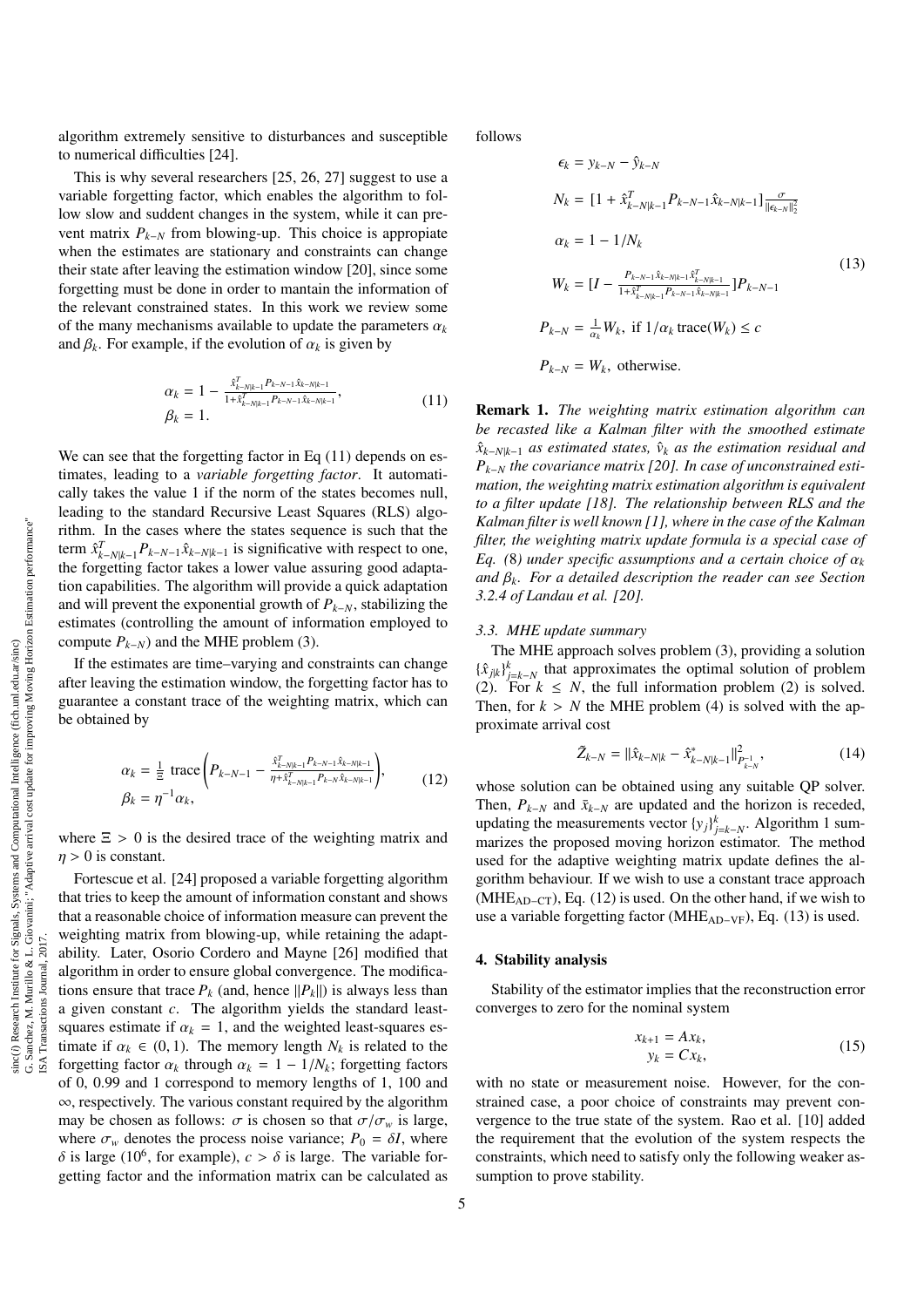algorithm extremely sensitive to disturbances and susceptible to numerical difficulties [24].

This is why several researchers [25, 26, 27] suggest to use a variable forgetting factor, which enables the algorithm to follow slow and suddent changes in the system, while it can prevent matrix $P_{k-N}$ from blowing-up. This choice is appropiate when the estimates are stationary and constraints can change their state after leaving the estimation window [20], since some forgetting must be done in order to mantain the information of the relevant constrained states. In this work we review some of the many mechanisms available to update the parameters $\alpha_k$ and $\beta_k$. For example, if the evolution of $\alpha_k$ is given by

$$
\begin{aligned}
\alpha_k &= 1 - \frac{\hat{x}^T_{k-N|k-1} P_{k-N-1} \hat{x}_{k-N|k-1}}{1+\hat{x}^T_{k-N|k-1} P_{k-N-1} \hat{x}_{k-N|k-1}}, \\
\beta_k &= 1.
\end{aligned}
\tag{11}
$$

We can see that the forgetting factor in Eq (11) depends on estimates, leading to a *variable forgetting factor*. It automatically takes the value 1 if the norm of the states becomes null, leading to the standard Recursive Least Squares (RLS) algorithm. In the cases where the states sequence is such that the term $\hat{x}^T_{k-N|k-1} P_{k-N-1} \hat{x}_{k-N|k-1}$ is significative with respect to one, the forgetting factor takes a lower value assuring good adaptation capabilities. The algorithm will provide a quick adaptation and will prevent the exponential growth of $P_{k-N}$, stabilizing the estimates (controlling the amount of information employed to compute $P_{k-N}$) and the MHE problem (3).

If the estimates are time–varying and constraints can change after leaving the estimation window, the forgetting factor has to guarantee a constant trace of the weighting matrix, which can be obtained by

$$
\begin{aligned}
\alpha_k &= \frac{1}{\Xi}\, \text{trace}\left( P_{k-N-1} - \frac{\hat{x}^T_{k-N|k-1} P_{k-N-1} \hat{x}_{k-N|k-1}}{\eta + \hat{x}^T_{k-N|k-1} P_{k-N} \hat{x}_{k-N|k-1}} \right), \\
\beta_k &= \eta^{-1} \alpha_k,
\end{aligned}
\tag{12}
$$

where $\Xi > 0$ is the desired trace of the weighting matrix and $\eta > 0$ is constant.

Fortescue et al. [24] proposed a variable forgetting algorithm that tries to keep the amount of information constant and shows that a reasonable choice of information measure can prevent the weighting matrix from blowing-up, while retaining the adaptability. Later, Osorio Cordero and Mayne [26] modified that algorithm in order to ensure global convergence. The modifications ensure that trace $P_k$ (and, hence $\|P_k\|$) is always less than a given constant $c$. The algorithm yields the standard least-squares estimate if $\alpha_k = 1$, and the weighted least-squares estimate if $\alpha_k \in (0, 1)$. The memory length $N_k$ is related to the forgetting factor $\alpha_k$ through $\alpha_k = 1 - 1/N_k$; forgetting factors of 0, 0.99 and 1 correspond to memory lengths of 1, 100 and $\infty$, respectively. The various constant required by the algorithm may be chosen as follows: $\sigma$ is chosen so that $\sigma/\sigma_w$ is large, where $\sigma_w$ denotes the process noise variance; $P_0 = \delta I$, where $\delta$ is large ($10^6$, for example), $c > \delta$ is large. The variable forgetting factor and the information matrix can be calculated as follows

$$
\begin{aligned}
\epsilon_k &= y_{k-N} - \hat{y}_{k-N} \\
N_k &= [1 + \hat{x}^T_{k-N|k-1} P_{k-N-1} \hat{x}_{k-N|k-1}] \frac{\sigma}{\|\epsilon_{k-N}\|_2^2} \\
\alpha_k &= 1 - 1/N_k \\
W_k &= [I - \frac{P_{k-N-1} \hat{x}_{k-N|k-1} \hat{x}^T_{k-N|k-1}}{1+\hat{x}^T_{k-N|k-1} P_{k-N-1} \hat{x}_{k-N|k-1}}] P_{k-N-1} \\
P_{k-N} &= \frac{1}{\alpha_k} W_k, \text{ if } 1/\alpha_k\, \text{trace}(W_k) \le c \\
P_{k-N} &= W_k, \text{ otherwise.}
\end{aligned}
\tag{13}
$$

**Remark 1.** *The weighting matrix estimation algorithm can be recasted like a Kalman filter with the smoothed estimate $\hat{x}_{k-N|k-1}$ as estimated states, $\hat{v}_k$ as the estimation residual and $P_{k-N}$ the covariance matrix [20]. In case of unconstrained estimation, the weighting matrix estimation algorithm is equivalent to a filter update [18]. The relationship between RLS and the Kalman filter is well known [1], where in the case of the Kalman filter, the weighting matrix update formula is a special case of Eq. (8) under specific assumptions and a certain choice of $\alpha_k$ and $\beta_k$. For a detailed description the reader can see Section 3.2.4 of Landau et al. [20].*

### 3.3. MHE update summary

The MHE approach solves problem (3), providing a solution $\{\hat{x}_{j|k}\}_{j=k-N}^{k}$ that approximates the optimal solution of problem (2). For $k \le N$, the full information problem (2) is solved. Then, for $k > N$ the MHE problem (4) is solved with the approximate arrival cost

$$
\bar{Z}_{k-N} = \|\hat{x}_{k-N|k} - \hat{x}^*_{k-N|k-1}\|^2_{P^{-1}_{k-N}}, \tag{14}
$$

whose solution can be obtained using any suitable QP solver. Then, $P_{k-N}$ and $\bar{x}_{k-N}$ are updated and the horizon is receded, updating the measurements vector $\{y_j\}_{j=k-N}^{k}$. Algorithm 1 summarizes the proposed moving horizon estimator. The method used for the adaptive weighting matrix update defines the algorithm behaviour. If we wish to use a constant trace approach ($\text{MHE}_{\text{AD-CT}}$), Eq. (12) is used. On the other hand, if we wish to use a variable forgetting factor ($\text{MHE}_{\text{AD-VF}}$), Eq. (13) is used.

## 4. Stability analysis

Stability of the estimator implies that the reconstruction error converges to zero for the nominal system

$$
\begin{aligned}
x_{k+1} &= A x_k, \\
y_k &= C x_k,
\end{aligned}
\tag{15}
$$

with no state or measurement noise. However, for the constrained case, a poor choice of constraints may prevent convergence to the true state of the system. Rao et al. [10] added the requirement that the evolution of the system respects the constraints, which need to satisfy only the following weaker assumption to prove stability.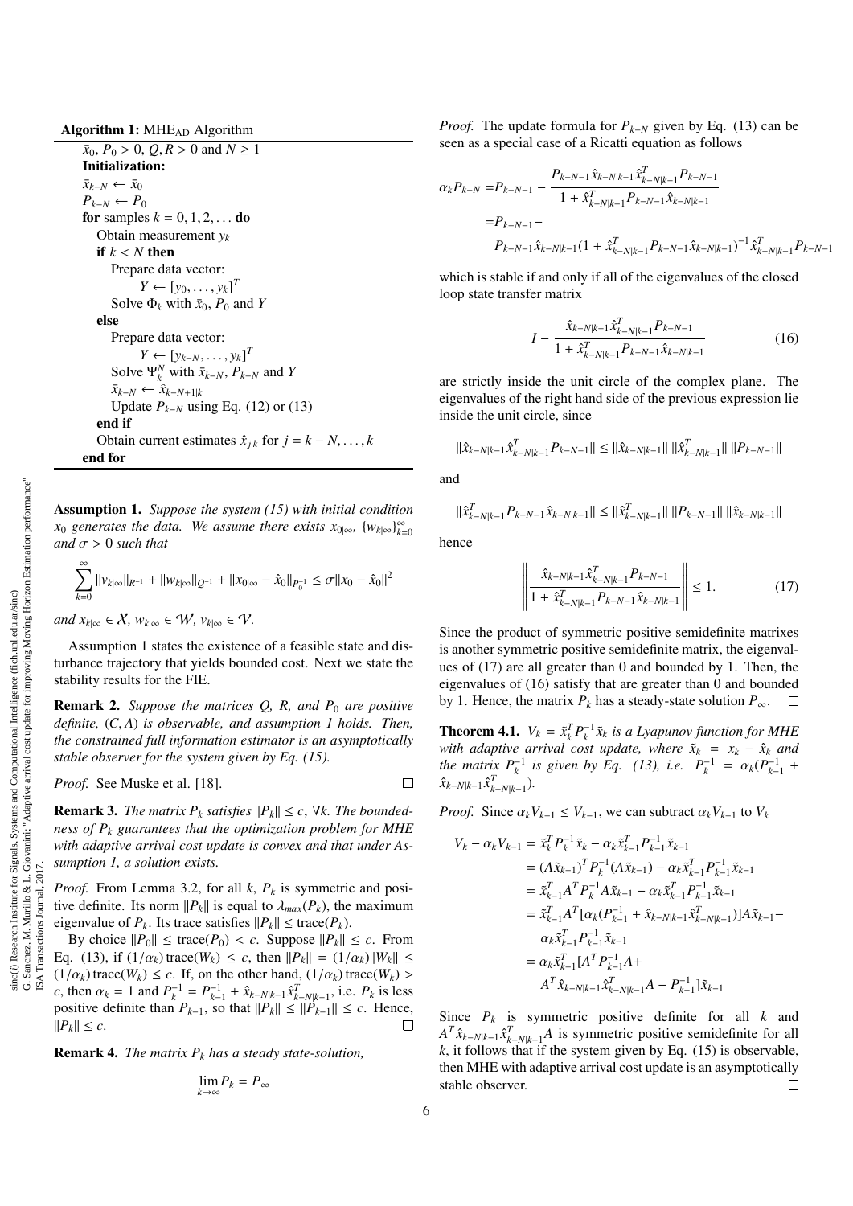**Algorithm 1:** $\text{MHE}_{\text{AD}}$ Algorithm

$\bar{x}_0$, $P_0 > 0$, $Q, R > 0$ and $N \geq 1$
**Initialization:**
$\bar{x}_{k-N} \leftarrow \bar{x}_0$
$P_{k-N} \leftarrow P_0$
**for** samples $k = 0, 1, 2, \ldots$ **do**
  Obtain measurement $y_k$
  **if** $k < N$ **then**
    Prepare data vector:
      $Y \leftarrow [y_0, \ldots, y_k]^T$
    Solve $\Phi_k$ with $\bar{x}_0$, $P_0$ and $Y$
  **else**
    Prepare data vector:
      $Y \leftarrow [y_{k-N}, \ldots, y_k]^T$
    Solve $\Psi_k^N$ with $\bar{x}_{k-N}$, $P_{k-N}$ and $Y$
    $\bar{x}_{k-N} \leftarrow \hat{x}_{k-N+1|k}$
    Update $P_{k-N}$ using Eq. (12) or (13)
  **end if**
  Obtain current estimates $\hat{x}_{j|k}$ for $j = k-N, \ldots, k$
**end for**

**Assumption 1.** *Suppose the system (15) with initial condition $x_0$ generates the data. We assume there exists $x_{0|\infty}$, $\{w_{k|\infty}\}_{k=0}^{\infty}$ and $\sigma > 0$ such that*

$$\sum_{k=0}^{\infty} \|v_{k|\infty}\|_{R^{-1}} + \|w_{k|\infty}\|_{Q^{-1}} + \|x_{0|\infty} - \hat{x}_0\|_{P_0^{-1}} \leq \sigma \|x_0 - \hat{x}_0\|^2$$

*and $x_{k|\infty} \in \mathcal{X}$, $w_{k|\infty} \in \mathcal{W}$, $v_{k|\infty} \in \mathcal{V}$.*

Assumption 1 states the existence of a feasible state and disturbance trajectory that yields bounded cost. Next we state the stability results for the FIE.

**Remark 2.** *Suppose the matrices $Q$, $R$, and $P_0$ are positive definite, $(C, A)$ is observable, and assumption 1 holds. Then, the constrained full information estimator is an asymptotically stable observer for the system given by Eq. (15).*

*Proof.* See Muske et al. [18]. □

**Remark 3.** *The matrix $P_k$ satisfies $\|P_k\| \leq c$, $\forall k$. The boundedness of $P_k$ guarantees that the optimization problem for MHE with adaptive arrival cost update is convex and that under Assumption 1, a solution exists.*

*Proof.* From Lemma 3.2, for all $k$, $P_k$ is symmetric and positive definite. Its norm $\|P_k\|$ is equal to $\lambda_{max}(P_k)$, the maximum eigenvalue of $P_k$. Its trace satisfies $\|P_k\| \leq \text{trace}(P_k)$.

By choice $\|P_0\| \leq \text{trace}(P_0) < c$. Suppose $\|P_k\| \leq c$. From Eq. (13), if $(1/\alpha_k)\,\text{trace}(W_k) \leq c$, then $\|P_k\| = (1/\alpha_k)\|W_k\| \leq (1/\alpha_k)\,\text{trace}(W_k) \leq c$. If, on the other hand, $(1/\alpha_k)\,\text{trace}(W_k) > c$, then $\alpha_k = 1$ and $P_k^{-1} = P_{k-1}^{-1} + \hat{x}_{k-N|k-1}\hat{x}_{k-N|k-1}^T$, i.e. $P_k$ is less positive definite than $P_{k-1}$, so that $\|P_k\| \leq \|P_{k-1}\| \leq c$. Hence, $\|P_k\| \leq c$. □

**Remark 4.** *The matrix $P_k$ has a steady state-solution,*

$$\lim_{k \to \infty} P_k = P_\infty$$

*Proof.* The update formula for $P_{k-N}$ given by Eq. (13) can be seen as a special case of a Ricatti equation as follows

$$\begin{aligned}
\alpha_k P_{k-N} = & P_{k-N-1} - \frac{P_{k-N-1}\hat{x}_{k-N|k-1}\hat{x}_{k-N|k-1}^T P_{k-N-1}}{1 + \hat{x}_{k-N|k-1}^T P_{k-N-1}\hat{x}_{k-N|k-1}} \\
= & P_{k-N-1} - \\
& P_{k-N-1}\hat{x}_{k-N|k-1}(1 + \hat{x}_{k-N|k-1}^T P_{k-N-1}\hat{x}_{k-N|k-1})^{-1}\hat{x}_{k-N|k-1}^T P_{k-N-1}
\end{aligned}$$

which is stable if and only if all of the eigenvalues of the closed loop state transfer matrix

$$I - \frac{\hat{x}_{k-N|k-1}\hat{x}_{k-N|k-1}^T P_{k-N-1}}{1 + \hat{x}_{k-N|k-1}^T P_{k-N-1}\hat{x}_{k-N|k-1}} \tag{16}$$

are strictly inside the unit circle of the complex plane. The eigenvalues of the right hand side of the previous expression lie inside the unit circle, since

$$\|\hat{x}_{k-N|k-1}\hat{x}_{k-N|k-1}^T P_{k-N-1}\| \leq \|\hat{x}_{k-N|k-1}\| \, \|\hat{x}_{k-N|k-1}^T\| \, \|P_{k-N-1}\|$$

and

$$\|\hat{x}_{k-N|k-1}^T P_{k-N-1}\hat{x}_{k-N|k-1}\| \leq \|\hat{x}_{k-N|k-1}^T\| \, \|P_{k-N-1}\| \, \|\hat{x}_{k-N|k-1}\|$$

hence

$$\left\| \frac{\hat{x}_{k-N|k-1}\hat{x}_{k-N|k-1}^T P_{k-N-1}}{1 + \hat{x}_{k-N|k-1}^T P_{k-N-1}\hat{x}_{k-N|k-1}} \right\| \leq 1. \tag{17}$$

Since the product of symmetric positive semidefinite matrixes is another symmetric positive semidefinite matrix, the eigenvalues of (17) are all greater than 0 and bounded by 1. Then, the eigenvalues of (16) satisfy that are greater than 0 and bounded by 1. Hence, the matrix $P_k$ has a steady-state solution $P_\infty$. □

**Theorem 4.1.** *$V_k = \tilde{x}_k^T P_k^{-1} \tilde{x}_k$ is a Lyapunov function for MHE with adaptive arrival cost update, where $\tilde{x}_k = x_k - \hat{x}_k$ and the matrix $P_k^{-1}$ is given by Eq. (13), i.e. $P_k^{-1} = \alpha_k(P_{k-1}^{-1} + \hat{x}_{k-N|k-1}\hat{x}_{k-N|k-1}^T)$.*

*Proof.* Since $\alpha_k V_{k-1} \leq V_{k-1}$, we can subtract $\alpha_k V_{k-1}$ to $V_k$

$$\begin{aligned}
V_k - \alpha_k V_{k-1} &= \tilde{x}_k^T P_k^{-1}\tilde{x}_k - \alpha_k \tilde{x}_{k-1}^T P_{k-1}^{-1}\tilde{x}_{k-1} \\
&= (A\tilde{x}_{k-1})^T P_k^{-1}(A\tilde{x}_{k-1}) - \alpha_k \tilde{x}_{k-1}^T P_{k-1}^{-1}\tilde{x}_{k-1} \\
&= \tilde{x}_{k-1}^T A^T P_k^{-1} A\tilde{x}_{k-1} - \alpha_k \tilde{x}_{k-1}^T P_{k-1}^{-1}\tilde{x}_{k-1} \\
&= \tilde{x}_{k-1}^T A^T [\alpha_k(P_{k-1}^{-1} + \hat{x}_{k-N|k-1}\hat{x}_{k-N|k-1}^T)] A\tilde{x}_{k-1} - \\
&\quad \alpha_k \tilde{x}_{k-1}^T P_{k-1}^{-1}\tilde{x}_{k-1} \\
&= \alpha_k \tilde{x}_{k-1}^T [A^T P_{k-1}^{-1} A + \\
&\quad A^T \hat{x}_{k-N|k-1}\hat{x}_{k-N|k-1}^T A - P_{k-1}^{-1}]\tilde{x}_{k-1}
\end{aligned}$$

Since $P_k$ is symmetric positive definite for all $k$ and $A^T \hat{x}_{k-N|k-1}\hat{x}_{k-N|k-1}^T A$ is symmetric positive semidefinite for all $k$, it follows that if the system given by Eq. (15) is observable, then MHE with adaptive arrival cost update is an asymptotically stable observer. □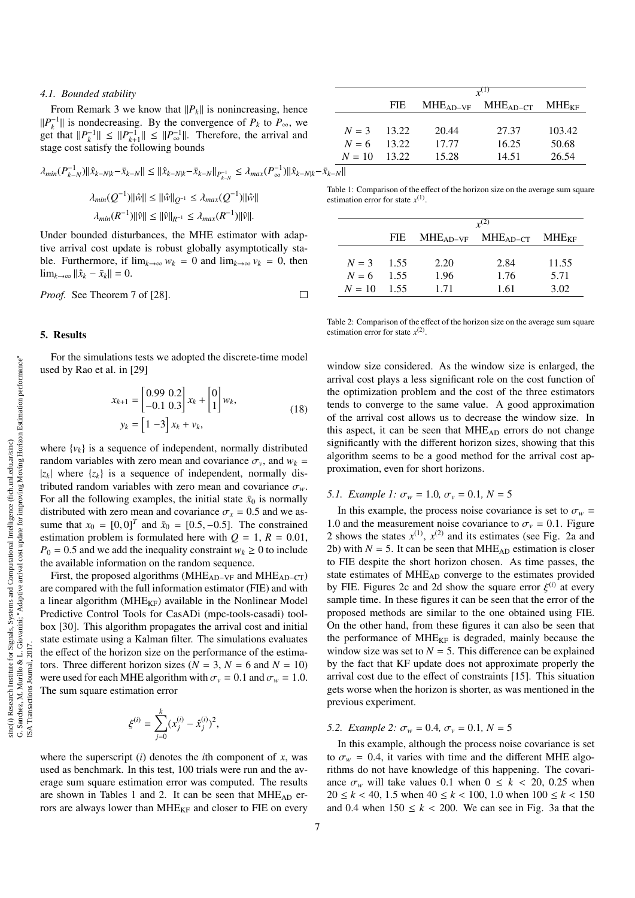### 4.1. Bounded stability

From Remark 3 we know that $\|P_k\|$ is nonincreasing, hence $\|P_k^{-1}\|$ is nondecreasing. By the convergence of $P_k$ to $P_\infty$, we get that $\|P_k^{-1}\| \leq \|P_{k+1}^{-1}\| \leq \|P_\infty^{-1}\|$. Therefore, the arrival and stage cost satisfy the following bounds

$$\lambda_{min}(P_{k-N}^{-1})\|\hat{x}_{k-N|k}-\bar{x}_{k-N}\| \leq \|\hat{x}_{k-N|k}-\bar{x}_{k-N}\|_{P_{k-N}^{-1}} \leq \lambda_{max}(P_\infty^{-1})\|\hat{x}_{k-N|k}-\bar{x}_{k-N}\|$$

$$\lambda_{min}(Q^{-1})\|\hat{w}\| \leq \|\hat{w}\|_{Q^{-1}} \leq \lambda_{max}(Q^{-1})\|\hat{w}\|$$

$$\lambda_{min}(R^{-1})\|\hat{v}\| \leq \|\hat{v}\|_{R^{-1}} \leq \lambda_{max}(R^{-1})\|\hat{v}\|.$$

Under bounded disturbances, the MHE estimator with adaptive arrival cost update is robust globally asymptotically stable. Furthermore, if $\lim_{k\to\infty} w_k = 0$ and $\lim_{k\to\infty} v_k = 0$, then $\lim_{k\to\infty} \|\hat{x}_k - \bar{x}_k\| = 0$.

*Proof.* See Theorem 7 of [28]. □

## 5. Results

For the simulations tests we adopted the discrete-time model used by Rao et al. in [29]

$$x_{k+1} = \begin{bmatrix} 0.99 & 0.2 \\ -0.1 & 0.3 \end{bmatrix} x_k + \begin{bmatrix} 0 \\ 1 \end{bmatrix} w_k,$$
$$y_k = \begin{bmatrix} 1 & -3 \end{bmatrix} x_k + v_k, \tag{18}$$

where $\{v_k\}$ is a sequence of independent, normally distributed random variables with zero mean and covariance $\sigma_v$, and $w_k = |z_k|$ where $\{z_k\}$ is a sequence of independent, normally distributed random variables with zero mean and covariance $\sigma_w$. For all the following examples, the initial state $\bar{x}_0$ is normally distributed with zero mean and covariance $\sigma_x = 0.5$ and we assume that $x_0 = [0, 0]^T$ and $\bar{x}_0 = [0.5, -0.5]$. The constrained estimation problem is formulated here with $Q = 1$, $R = 0.01$, $P_0 = 0.5$ and we add the inequality constraint $w_k \geq 0$ to include the available information on the random sequence.

First, the proposed algorithms ($\text{MHE}_{\text{AD-VF}}$ and $\text{MHE}_{\text{AD-CT}}$) are compared with the full information estimator (FIE) and with a linear algorithm ($\text{MHE}_{\text{KF}}$) available in the Nonlinear Model Predictive Control Tools for CasADi (mpc-tools-casadi) toolbox [30]. This algorithm propagates the arrival cost and initial state estimate using a Kalman filter. The simulations evaluates the effect of the horizon size on the performance of the estimators. Three different horizon sizes ($N = 3$, $N = 6$ and $N = 10$) were used for each MHE algorithm with $\sigma_v = 0.1$ and $\sigma_w = 1.0$. The sum square estimation error

$$\xi^{(i)} = \sum_{j=0}^{k} (x_j^{(i)} - \hat{x}_j^{(i)})^2,$$

where the superscript $(i)$ denotes the $i$th component of $x$, was used as benchmark. In this test, 100 trials were run and the average sum square estimation error was computed. The results are shown in Tables 1 and 2. It can be seen that $\text{MHE}_{\text{AD}}$ errors are always lower than $\text{MHE}_{\text{KF}}$ and closer to FIE on every

| | $x^{(1)}$ | | | |
|---|---|---|---|---|
| | FIE | $\text{MHE}_{\text{AD-VF}}$ | $\text{MHE}_{\text{AD-CT}}$ | $\text{MHE}_{\text{KF}}$ |
| $N = 3$ | 13.22 | 20.44 | 27.37 | 103.42 |
| $N = 6$ | 13.22 | 17.77 | 16.25 | 50.68 |
| $N = 10$ | 13.22 | 15.28 | 14.51 | 26.54 |

Table 1: Comparison of the effect of the horizon size on the average sum square estimation error for state $x^{(1)}$.

| | $x^{(2)}$ | | | |
|---|---|---|---|---|
| | FIE | $\text{MHE}_{\text{AD-VF}}$ | $\text{MHE}_{\text{AD-CT}}$ | $\text{MHE}_{\text{KF}}$ |
| $N = 3$ | 1.55 | 2.20 | 2.84 | 11.55 |
| $N = 6$ | 1.55 | 1.96 | 1.76 | 5.71 |
| $N = 10$ | 1.55 | 1.71 | 1.61 | 3.02 |

Table 2: Comparison of the effect of the horizon size on the average sum square estimation error for state $x^{(2)}$.

window size considered. As the window size is enlarged, the arrival cost plays a less significant role on the cost function of the optimization problem and the cost of the three estimators tends to converge to the same value. A good approximation of the arrival cost allows us to decrease the window size. In this aspect, it can be seen that $\text{MHE}_{\text{AD}}$ errors do not change significantly with the different horizon sizes, showing that this algorithm seems to be a good method for the arrival cost approximation, even for short horizons.

### 5.1. Example 1: $\sigma_w = 1.0$, $\sigma_v = 0.1$, $N = 5$

In this example, the process noise covariance is set to $\sigma_w = 1.0$ and the measurement noise covariance to $\sigma_v = 0.1$. Figure 2 shows the states $x^{(1)}$, $x^{(2)}$ and its estimates (see Fig. 2a and 2b) with $N = 5$. It can be seen that $\text{MHE}_{\text{AD}}$ estimation is closer to FIE despite the short horizon chosen. As time passes, the state estimates of $\text{MHE}_{\text{AD}}$ converge to the estimates provided by FIE. Figures 2c and 2d show the square error $\xi^{(i)}$ at every sample time. In these figures it can be seen that the error of the proposed methods are similar to the one obtained using FIE. On the other hand, from these figures it can also be seen that the performance of $\text{MHE}_{\text{KF}}$ is degraded, mainly because the window size was set to $N = 5$. This difference can be explained by the fact that KF update does not approximate properly the arrival cost due to the effect of constraints [15]. This situation gets worse when the horizon is shorter, as was mentioned in the previous experiment.

### 5.2. Example 2: $\sigma_w = 0.4$, $\sigma_v = 0.1$, $N = 5$

In this example, although the process noise covariance is set to $\sigma_w = 0.4$, it varies with time and the different MHE algorithms do not have knowledge of this happening. The covariance $\sigma_w$ will take values 0.1 when $0 \leq k < 20$, 0.25 when $20 \leq k < 40$, 1.5 when $40 \leq k < 100$, 1.0 when $100 \leq k < 150$ and 0.4 when $150 \leq k < 200$. We can see in Fig. 3a that the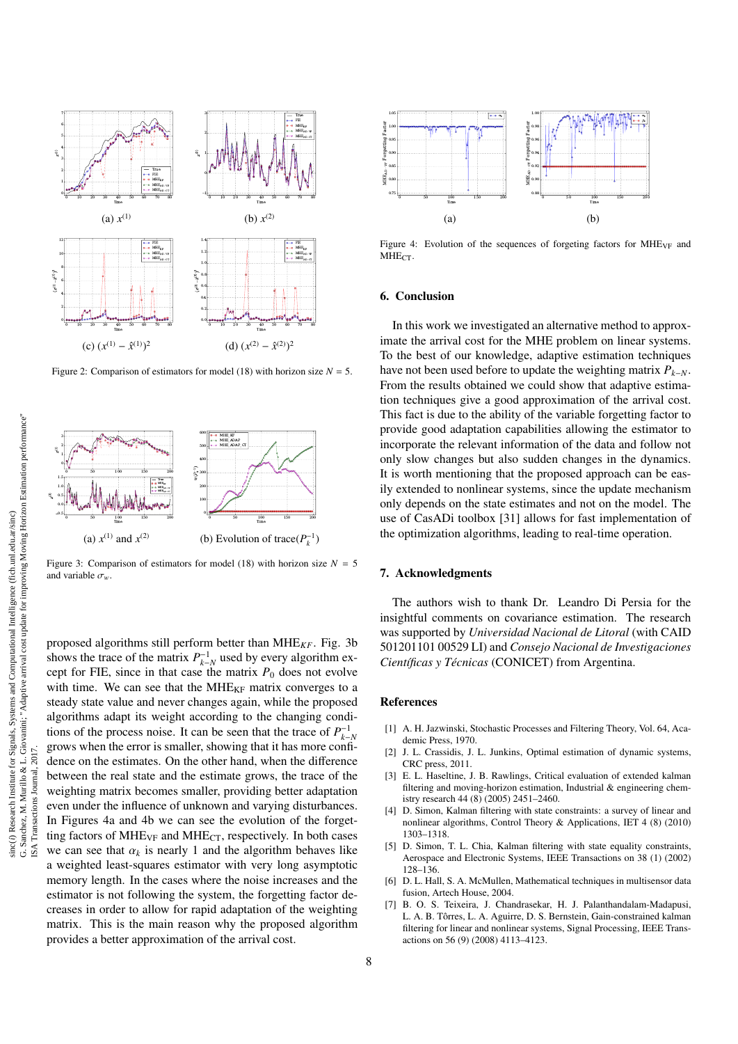(a) $x^{(1)}$

(b) $x^{(2)}$

(c) $(x^{(1)} - \hat{x}^{(1)})^2$

(d) $(x^{(2)} - \hat{x}^{(2)})^2$

Figure 2: Comparison of estimators for model (18) with horizon size $N = 5$.

(a) $x^{(1)}$ and $x^{(2)}$

(b) Evolution of trace$(P_k^{-1})$

Figure 3: Comparison of estimators for model (18) with horizon size $N = 5$ and variable $\sigma_w$.

proposed algorithms still perform better than MHE$_{KF}$. Fig. 3b shows the trace of the matrix $P_{k-N}^{-1}$ used by every algorithm except for FIE, since in that case the matrix $P_0$ does not evolve with time. We can see that the MHE$_{\text{KF}}$ matrix converges to a steady state value and never changes again, while the proposed algorithms adapt its weight according to the changing conditions of the process noise. It can be seen that the trace of $P_{k-N}^{-1}$ grows when the error is smaller, showing that it has more confidence on the estimates. On the other hand, when the difference between the real state and the estimate grows, the trace of the weighting matrix becomes smaller, providing better adaptation even under the influence of unknown and varying disturbances. In Figures 4a and 4b we can see the evolution of the forgetting factors of MHE$_{\text{VF}}$ and MHE$_{\text{CT}}$, respectively. In both cases we can see that $\alpha_k$ is nearly 1 and the algorithm behaves like a weighted least-squares estimator with very long asymptotic memory length. In the cases where the noise increases and the estimator is not following the system, the forgetting factor decreases in order to allow for rapid adaptation of the weighting matrix. This is the main reason why the proposed algorithm provides a better approximation of the arrival cost.

(a)

(b)

Figure 4: Evolution of the sequences of forgeting factors for MHE$_{\text{VF}}$ and MHE$_{\text{CT}}$.

## 6. Conclusion

In this work we investigated an alternative method to approximate the arrival cost for the MHE problem on linear systems. To the best of our knowledge, adaptive estimation techniques have not been used before to update the weighting matrix $P_{k-N}$. From the results obtained we could show that adaptive estimation techniques give a good approximation of the arrival cost. This fact is due to the ability of the variable forgetting factor to provide good adaptation capabilities allowing the estimator to incorporate the relevant information of the data and follow not only slow changes but also sudden changes in the dynamics. It is worth mentioning that the proposed approach can be easily extended to nonlinear systems, since the update mechanism only depends on the state estimates and not on the model. The use of CasADi toolbox [31] allows for fast implementation of the optimization algorithms, leading to real-time operation.

## 7. Acknowledgments

The authors wish to thank Dr. Leandro Di Persia for the insightful comments on covariance estimation. The research was supported by *Universidad Nacional de Litoral* (with CAID 501201101 00529 LI) and *Consejo Nacional de Investigaciones Científicas y Técnicas* (CONICET) from Argentina.

## References

[1] A. H. Jazwinski, Stochastic Processes and Filtering Theory, Vol. 64, Academic Press, 1970.

[2] J. L. Crassidis, J. L. Junkins, Optimal estimation of dynamic systems, CRC press, 2011.

[3] E. L. Haseltine, J. B. Rawlings, Critical evaluation of extended kalman filtering and moving-horizon estimation, Industrial & engineering chemistry research 44 (8) (2005) 2451–2460.

[4] D. Simon, Kalman filtering with state constraints: a survey of linear and nonlinear algorithms, Control Theory & Applications, IET 4 (8) (2010) 1303–1318.

[5] D. Simon, T. L. Chia, Kalman filtering with state equality constraints, Aerospace and Electronic Systems, IEEE Transactions on 38 (1) (2002) 128–136.

[6] D. L. Hall, S. A. McMullen, Mathematical techniques in multisensor data fusion, Artech House, 2004.

[7] B. O. S. Teixeira, J. Chandrasekar, H. J. Palanthandalam-Madapusi, L. A. B. Tôrres, L. A. Aguirre, D. S. Bernstein, Gain-constrained kalman filtering for linear and nonlinear systems, Signal Processing, IEEE Transactions on 56 (9) (2008) 4113–4123.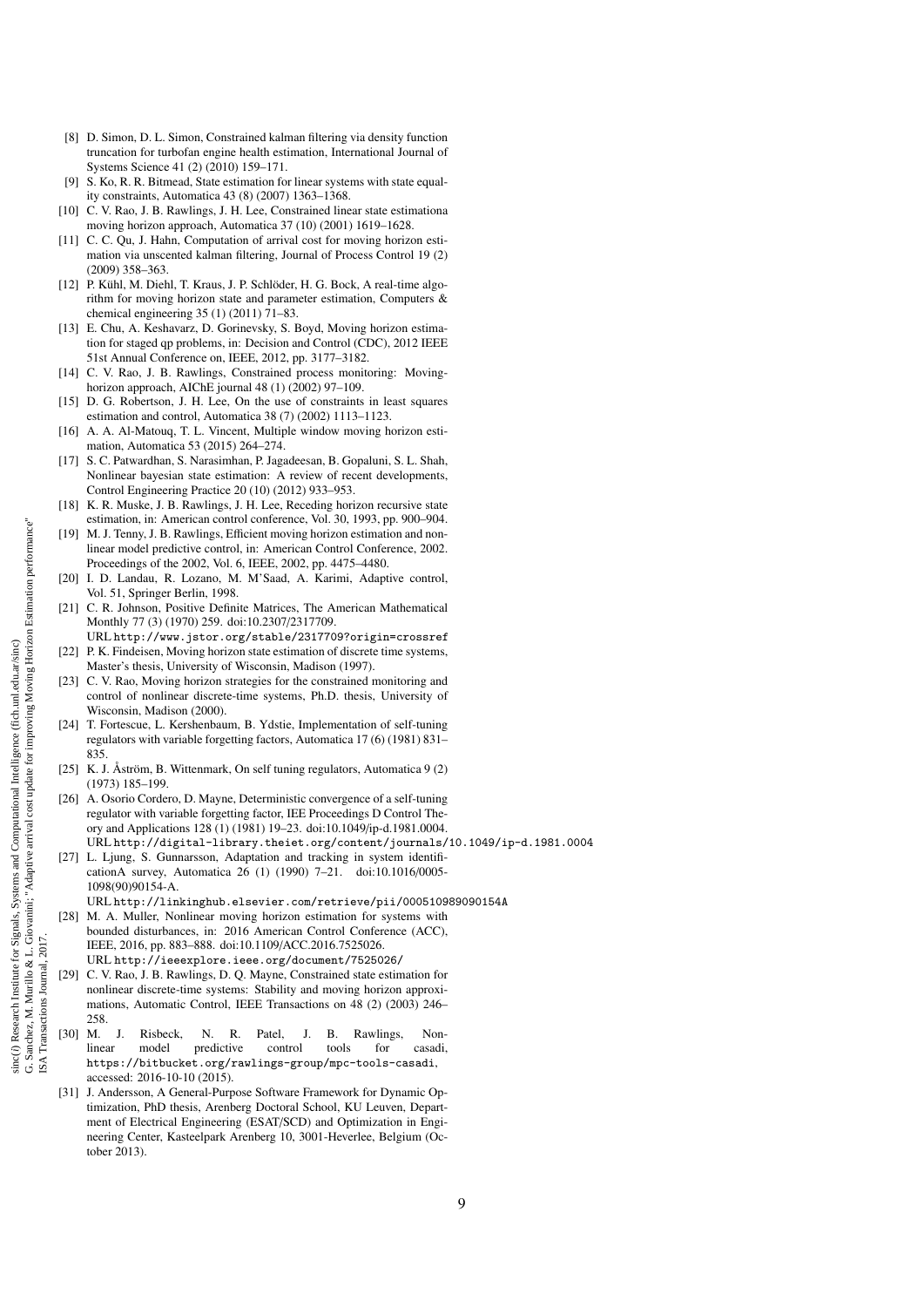[8] D. Simon, D. L. Simon, Constrained kalman filtering via density function truncation for turbofan engine health estimation, International Journal of Systems Science 41 (2) (2010) 159–171.

[9] S. Ko, R. R. Bitmead, State estimation for linear systems with state equality constraints, Automatica 43 (8) (2007) 1363–1368.

[10] C. V. Rao, J. B. Rawlings, J. H. Lee, Constrained linear state estimationa moving horizon approach, Automatica 37 (10) (2001) 1619–1628.

[11] C. C. Qu, J. Hahn, Computation of arrival cost for moving horizon estimation via unscented kalman filtering, Journal of Process Control 19 (2) (2009) 358–363.

[12] P. Kühl, M. Diehl, T. Kraus, J. P. Schlöder, H. G. Bock, A real-time algorithm for moving horizon state and parameter estimation, Computers & chemical engineering 35 (1) (2011) 71–83.

[13] E. Chu, A. Keshavarz, D. Gorinevsky, S. Boyd, Moving horizon estimation for staged qp problems, in: Decision and Control (CDC), 2012 IEEE 51st Annual Conference on, IEEE, 2012, pp. 3177–3182.

[14] C. V. Rao, J. B. Rawlings, Constrained process monitoring: Moving-horizon approach, AIChE journal 48 (1) (2002) 97–109.

[15] D. G. Robertson, J. H. Lee, On the use of constraints in least squares estimation and control, Automatica 38 (7) (2002) 1113–1123.

[16] A. A. Al-Matouq, T. L. Vincent, Multiple window moving horizon estimation, Automatica 53 (2015) 264–274.

[17] S. C. Patwardhan, S. Narasimhan, P. Jagadeesan, B. Gopaluni, S. L. Shah, Nonlinear bayesian state estimation: A review of recent developments, Control Engineering Practice 20 (10) (2012) 933–953.

[18] K. R. Muske, J. B. Rawlings, J. H. Lee, Receding horizon recursive state estimation, in: American control conference, Vol. 30, 1993, pp. 900–904.

[19] M. J. Tenny, J. B. Rawlings, Efficient moving horizon estimation and nonlinear model predictive control, in: American Control Conference, 2002. Proceedings of the 2002, Vol. 6, IEEE, 2002, pp. 4475–4480.

[20] I. D. Landau, R. Lozano, M. M'Saad, A. Karimi, Adaptive control, Vol. 51, Springer Berlin, 1998.

[21] C. R. Johnson, Positive Definite Matrices, The American Mathematical Monthly 77 (3) (1970) 259. doi:10.2307/2317709.
URL http://www.jstor.org/stable/2317709?origin=crossref

[22] P. K. Findeisen, Moving horizon state estimation of discrete time systems, Master's thesis, University of Wisconsin, Madison (1997).

[23] C. V. Rao, Moving horizon strategies for the constrained monitoring and control of nonlinear discrete-time systems, Ph.D. thesis, University of Wisconsin, Madison (2000).

[24] T. Fortescue, L. Kershenbaum, B. Ydstie, Implementation of self-tuning regulators with variable forgetting factors, Automatica 17 (6) (1981) 831–835.

[25] K. J. Åström, B. Wittenmark, On self tuning regulators, Automatica 9 (2) (1973) 185–199.

[26] A. Osorio Cordero, D. Mayne, Deterministic convergence of a self-tuning regulator with variable forgetting factor, IEE Proceedings D Control Theory and Applications 128 (1) (1981) 19–23. doi:10.1049/ip-d.1981.0004.
URL http://digital-library.theiet.org/content/journals/10.1049/ip-d.1981.0004

[27] L. Ljung, S. Gunnarsson, Adaptation and tracking in system identificationA survey, Automatica 26 (1) (1990) 7–21. doi:10.1016/0005-1098(90)90154-A.
URL http://linkinghub.elsevier.com/retrieve/pii/000510989090154A

[28] M. A. Muller, Nonlinear moving horizon estimation for systems with bounded disturbances, in: 2016 American Control Conference (ACC), IEEE, 2016, pp. 883–888. doi:10.1109/ACC.2016.7525026.
URL http://ieeexplore.ieee.org/document/7525026/

[29] C. V. Rao, J. B. Rawlings, D. Q. Mayne, Constrained state estimation for nonlinear discrete-time systems: Stability and moving horizon approximations, Automatic Control, IEEE Transactions on 48 (2) (2003) 246–258.

[30] M. J. Risbeck, N. R. Patel, J. B. Rawlings, Nonlinear model predictive control tools for casadi, https://bitbucket.org/rawlings-group/mpc-tools-casadi, accessed: 2016-10-10 (2015).

[31] J. Andersson, A General-Purpose Software Framework for Dynamic Optimization, PhD thesis, Arenberg Doctoral School, KU Leuven, Department of Electrical Engineering (ESAT/SCD) and Optimization in Engineering Center, Kasteelpark Arenberg 10, 3001-Heverlee, Belgium (October 2013).